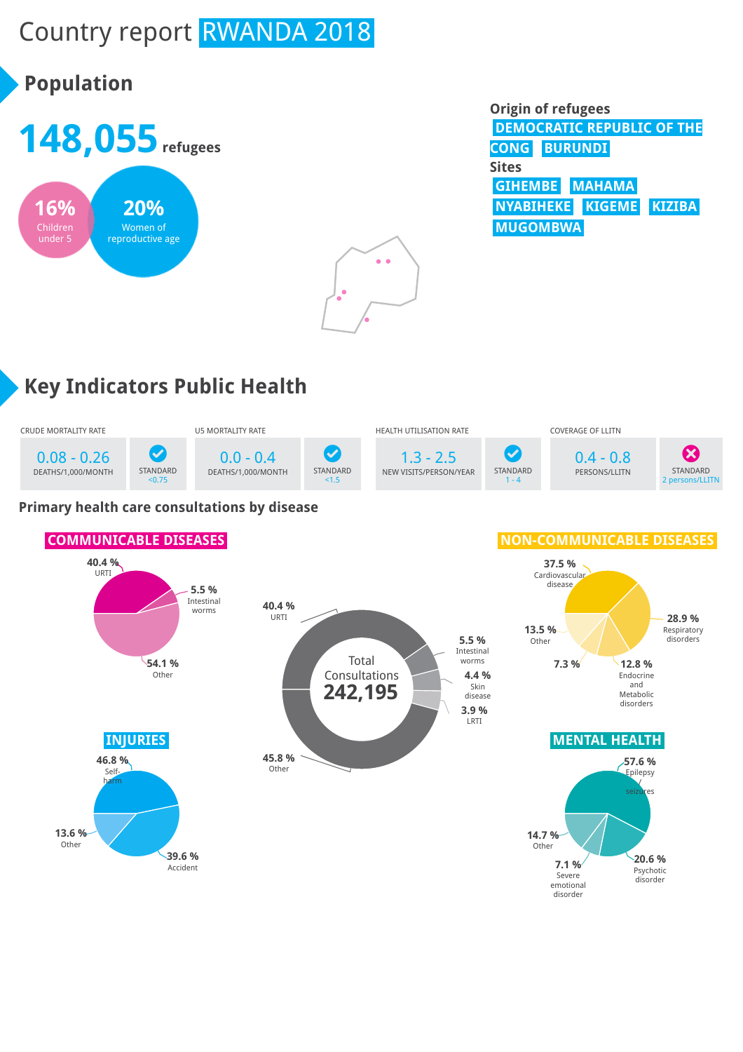# Country report RWANDA 2018

## Population

**148,055** refugees

16% Children under 5

20% Women of reproductive age

**Origin of refugees**

DEMOCRATIC REPUBLIC OF THE CONG, BURUNDI

**Sites**

GIHEMBE, MAHAMA, NYABIHEKE, KIGEME, KIZIBA, MUGOMBWA

## Key Indicators Public Health

| Indicator | Value | Unit | Standard |
|---|---|---|---|
| CRUDE MORTALITY RATE | 0.08 - 0.26 | DEATHS/1,000/MONTH | STANDARD <0.75 (met) |
| U5 MORTALITY RATE | 0.0 - 0.4 | DEATHS/1,000/MONTH | STANDARD <1.5 (met) |
| HEALTH UTILISATION RATE | 1.3 - 2.5 | NEW VISITS/PERSON/YEAR | STANDARD 1 - 4 (met) |
| COVERAGE OF LLITN | 0.4 - 0.8 | PERSONS/LLITN | STANDARD 2 persons/LLITN (not met) |

### Primary health care consultations by disease

Total Consultations 242,195

| Category | % |
|---|---|
| URTI | 40.4 % |
| Intestinal worms | 5.5 % |
| Skin disease | 4.4 % |
| LRTI | 3.9 % |
| Other | 45.8 % |

**COMMUNICABLE DISEASES**

| Disease | % |
|---|---|
| URTI | 40.4 % |
| Intestinal worms | 5.5 % |
| Other | 54.1 % |

**NON-COMMUNICABLE DISEASES**

| Disease | % |
|---|---|
| Cardiovascular disease | 37.5 % |
| Respiratory disorders | 28.9 % |
| Endocrine and Metabolic disorders | 12.8 % |
| (unlabelled) | 7.3 % |
| Other | 13.5 % |

**INJURIES**

| Injury | % |
|---|---|
| Self-harm | 46.8 % |
| Accident | 39.6 % |
| Other | 13.6 % |

**MENTAL HEALTH**

| Condition | % |
|---|---|
| Epilepsy / seizures | 57.6 % |
| Psychotic disorder | 20.6 % |
| Severe emotional disorder | 7.1 % |
| Other | 14.7 % |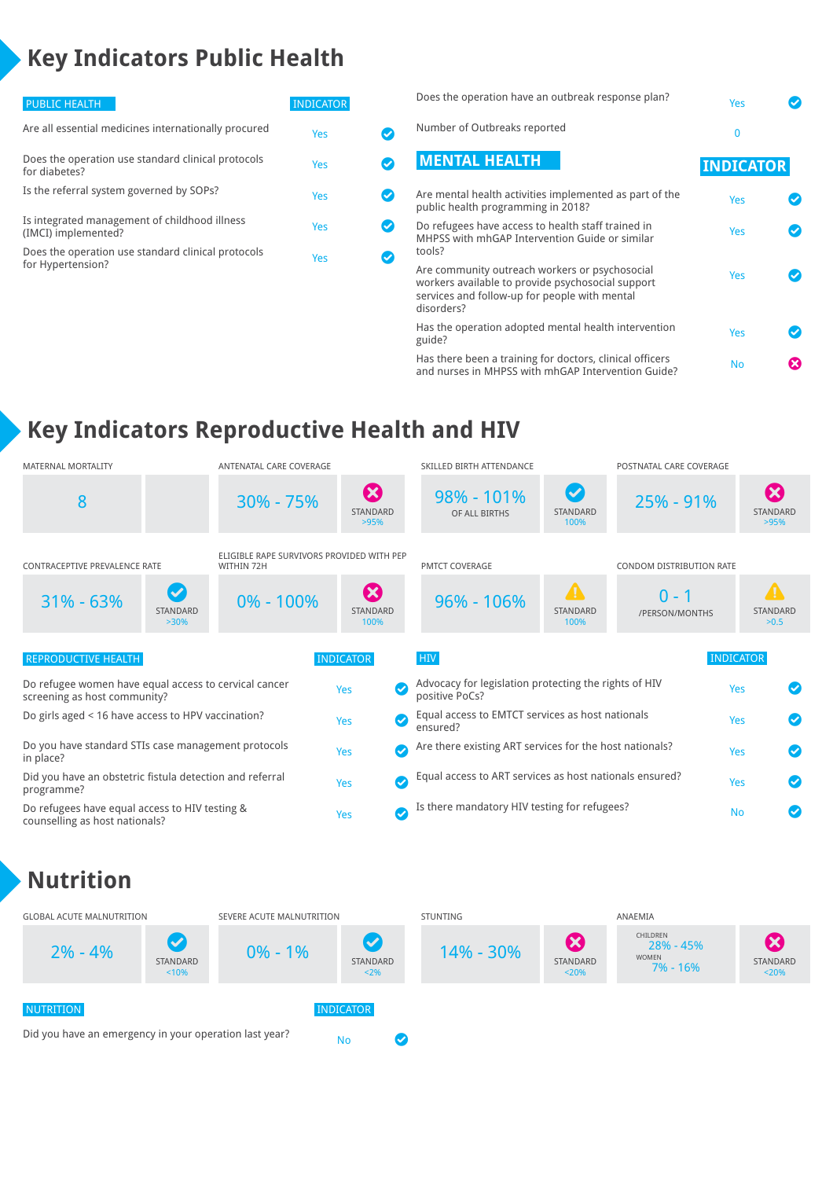# Key Indicators Public Health

| PUBLIC HEALTH | INDICATOR | |
|---|---|---|
| Are all essential medicines internationally procured | Yes | ✔ |
| Does the operation use standard clinical protocols for diabetes? | Yes | ✔ |
| Is the referral system governed by SOPs? | Yes | ✔ |
| Is integrated management of childhood illness (IMCI) implemented? | Yes | ✔ |
| Does the operation use standard clinical protocols for Hypertension? | Yes | ✔ |
| Does the operation have an outbreak response plan? | Yes | ✔ |
| Number of Outbreaks reported | 0 | |

| MENTAL HEALTH | INDICATOR | |
|---|---|---|
| Are mental health activities implemented as part of the public health programming in 2018? | Yes | ✔ |
| Do refugees have access to health staff trained in MHPSS with mhGAP Intervention Guide or similar tools? | Yes | ✔ |
| Are community outreach workers or psychosocial workers available to provide psychosocial support services and follow-up for people with mental disorders? | Yes | ✔ |
| Has the operation adopted mental health intervention guide? | Yes | ✔ |
| Has there been a training for doctors, clinical officers and nurses in MHPSS with mhGAP Intervention Guide? | No | ✖ |

# Key Indicators Reproductive Health and HIV

| Indicator | Value | Status | Standard |
|---|---|---|---|
| MATERNAL MORTALITY | 8 | | |
| ANTENATAL CARE COVERAGE | 30% - 75% | ✖ | >95% |
| SKILLED BIRTH ATTENDANCE | 98% - 101% OF ALL BIRTHS | ✔ | 100% |
| POSTNATAL CARE COVERAGE | 25% - 91% | ✖ | >95% |
| CONTRACEPTIVE PREVALENCE RATE | 31% - 63% | ✔ | >30% |
| ELIGIBLE RAPE SURVIVORS PROVIDED WITH PEP WITHIN 72H | 0% - 100% | ✖ | 100% |
| PMTCT COVERAGE | 96% - 106% | ⚠ | 100% |
| CONDOM DISTRIBUTION RATE | 0 - 1 /PERSON/MONTHS | ⚠ | >0.5 |

| REPRODUCTIVE HEALTH | INDICATOR | |
|---|---|---|
| Do refugee women have equal access to cervical cancer screening as host community? | Yes | ✔ |
| Do girls aged < 16 have access to HPV vaccination? | Yes | ✔ |
| Do you have standard STIs case management protocols in place? | Yes | ✔ |
| Did you have an obstetric fistula detection and referral programme? | Yes | ✔ |
| Do refugees have equal access to HIV testing & counselling as host nationals? | Yes | ✔ |

| HIV | INDICATOR | |
|---|---|---|
| Advocacy for legislation protecting the rights of HIV positive PoCs? | Yes | ✔ |
| Equal access to EMTCT services as host nationals ensured? | Yes | ✔ |
| Are there existing ART services for the host nationals? | Yes | ✔ |
| Equal access to ART services as host nationals ensured? | Yes | ✔ |
| Is there mandatory HIV testing for refugees? | No | ✔ |

# Nutrition

| Indicator | Value | Status | Standard |
|---|---|---|---|
| GLOBAL ACUTE MALNUTRITION | 2% - 4% | ✔ | <10% |
| SEVERE ACUTE MALNUTRITION | 0% - 1% | ✔ | <2% |
| STUNTING | 14% - 30% | ✖ | <20% |
| ANAEMIA | CHILDREN 28% - 45%; WOMEN 7% - 16% | ✖ | <20% |

| NUTRITION | INDICATOR | |
|---|---|---|
| Did you have an emergency in your operation last year? | No | ✔ |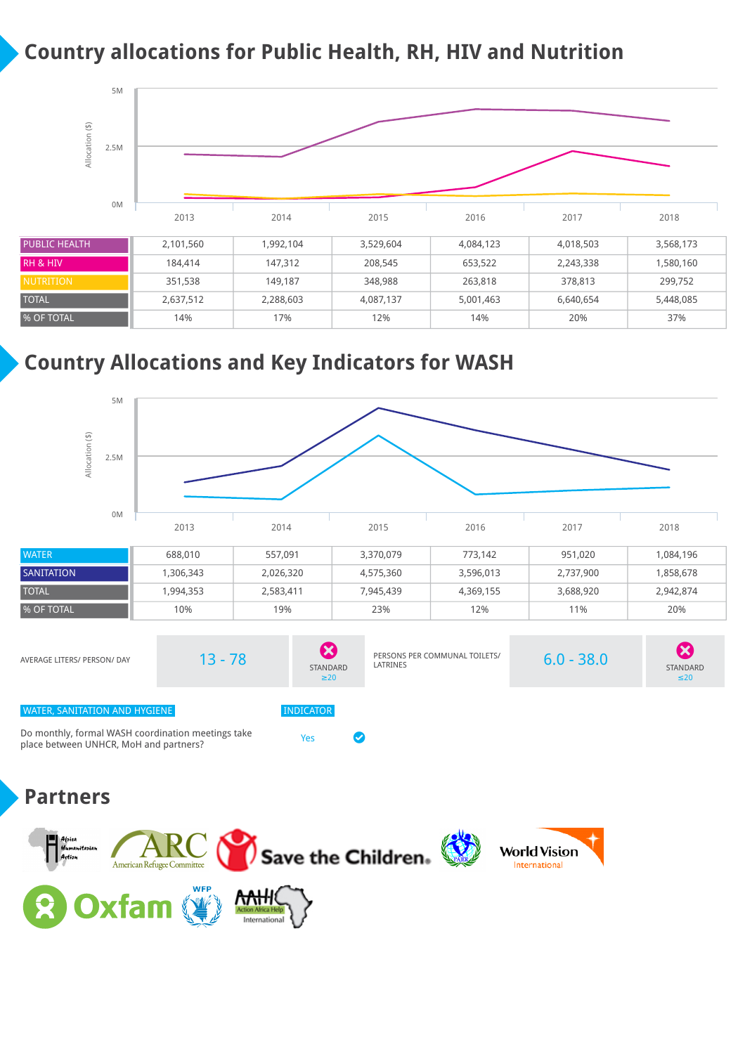## Country allocations for Public Health, RH, HIV and Nutrition

5M
2.5M
0M
Allocation ($)
2013 2014 2015 2016 2017 2018

| | 2013 | 2014 | 2015 | 2016 | 2017 | 2018 |
|---|---|---|---|---|---|---|
| PUBLIC HEALTH | 2,101,560 | 1,992,104 | 3,529,604 | 4,084,123 | 4,018,503 | 3,568,173 |
| RH & HIV | 184,414 | 147,312 | 208,545 | 653,522 | 2,243,338 | 1,580,160 |
| NUTRITION | 351,538 | 149,187 | 348,988 | 263,818 | 378,813 | 299,752 |
| TOTAL | 2,637,512 | 2,288,603 | 4,087,137 | 5,001,463 | 6,640,654 | 5,448,085 |
| % OF TOTAL | 14% | 17% | 12% | 14% | 20% | 37% |

## Country Allocations and Key Indicators for WASH

5M
2.5M
0M
Allocation ($)
2013 2014 2015 2016 2017 2018

| | 2013 | 2014 | 2015 | 2016 | 2017 | 2018 |
|---|---|---|---|---|---|---|
| WATER | 688,010 | 557,091 | 3,370,079 | 773,142 | 951,020 | 1,084,196 |
| SANITATION | 1,306,343 | 2,026,320 | 4,575,360 | 3,596,013 | 2,737,900 | 1,858,678 |
| TOTAL | 1,994,353 | 2,583,411 | 7,945,439 | 4,369,155 | 3,688,920 | 2,942,874 |
| % OF TOTAL | 10% | 19% | 23% | 12% | 11% | 20% |

| | | | | | |
|---|---|---|---|---|---|
| AVERAGE LITERS/ PERSON/ DAY | 13 - 78 | STANDARD ≥20 | PERSONS PER COMMUNAL TOILETS/ LATRINES | 6.0 - 38.0 | STANDARD ≤20 |

| WATER, SANITATION AND HYGIENE | INDICATOR |
|---|---|
| Do monthly, formal WASH coordination meetings take place between UNHCR, MoH and partners? | Yes |

## Partners

Africa Humanitarian Action, ARC American Refugee Committee, Save the Children, PAJER, World Vision International, Oxfam, WFP, AAH Action Africa Help International